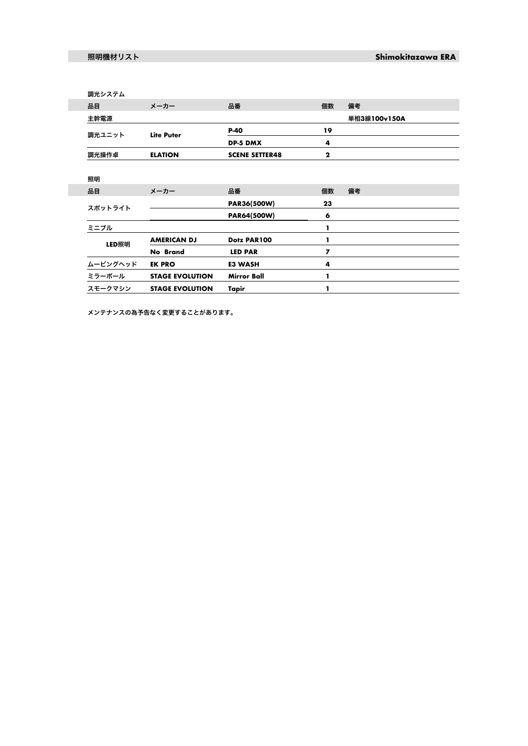## 照明機材リスト

**Shimokitazawa ERA**

### 調光システム

| 品目 | メーカー | 品番 | 個数 | 備考 |
|---|---|---|---|---|
| 主幹電源 | | | | 単相3線100v150A |
| 調光ユニット | Lite Puter | P-40 | 19 | |
| | | DP-5 DMX | 4 | |
| 調光操作卓 | ELATION | SCENE SETTER48 | 2 | |

### 照明

| 品目 | メーカー | 品番 | 個数 | 備考 |
|---|---|---|---|---|
| スポットライト | | PAR36(500W) | 23 | |
| | | PAR64(500W) | 6 | |
| ミニブル | | | 1 | |
| LED照明 | AMERICAN DJ | Dotz PAR100 | 1 | |
| | No Brand | LED PAR | 7 | |
| ムービングヘッド | EK PRO | E3 WASH | 4 | |
| ミラーボール | STAGE EVOLUTION | Mirror Ball | 1 | |
| スモークマシン | STAGE EVOLUTION | Tapir | 1 | |

メンテナンスの為予告なく変更することがあります。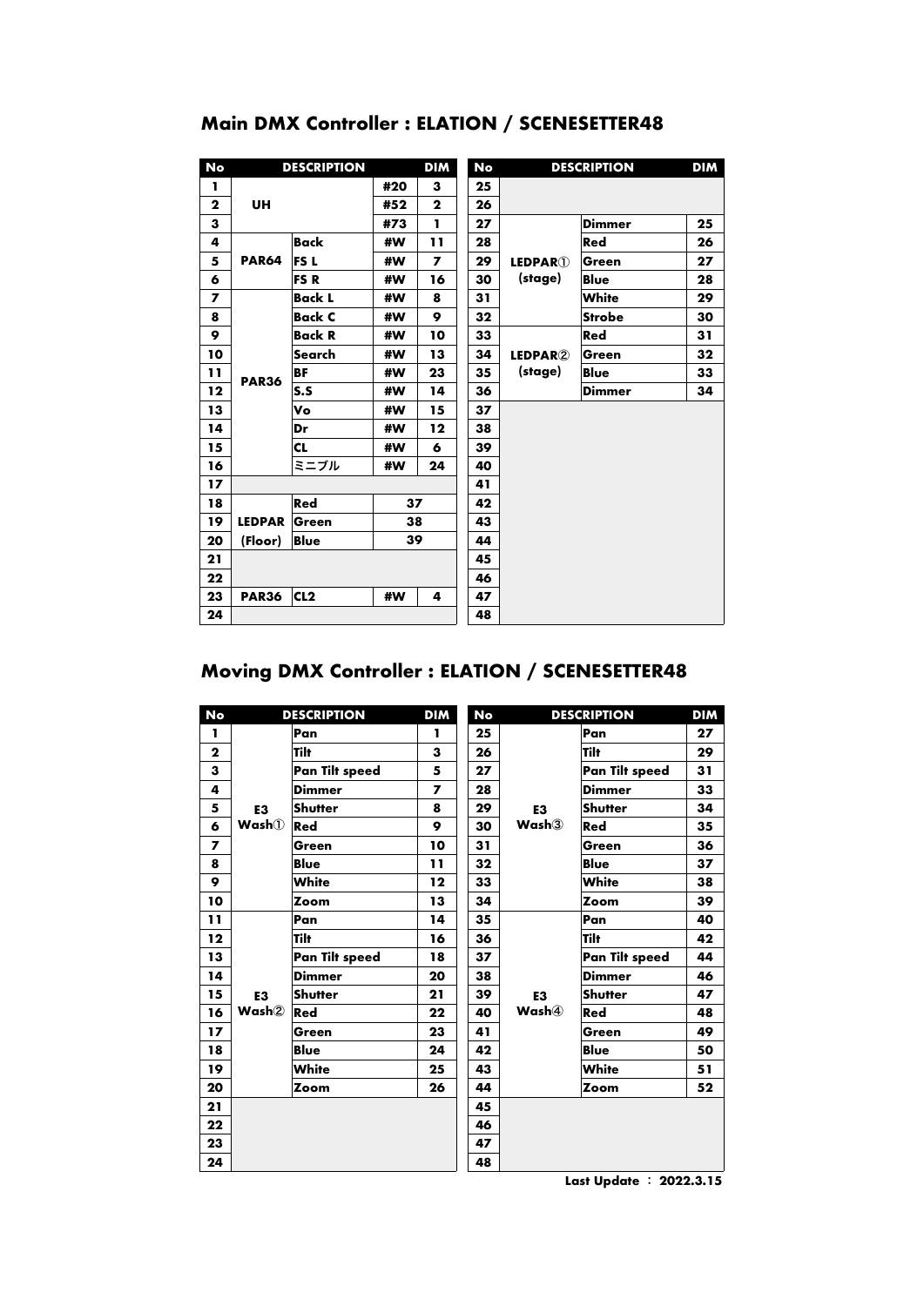## Main DMX Controller : ELATION / SCENESETTER48

| No | DESCRIPTION | | | DIM |
|---|---|---|---|---|
| 1 | UH | | #20 | 3 |
| 2 | | | #52 | 2 |
| 3 | | | #73 | 1 |
| 4 | PAR64 | Back | #W | 11 |
| 5 | | FS L | #W | 7 |
| 6 | | FS R | #W | 16 |
| 7 | PAR36 | Back L | #W | 8 |
| 8 | | Back C | #W | 9 |
| 9 | | Back R | #W | 10 |
| 10 | | Search | #W | 13 |
| 11 | | BF | #W | 23 |
| 12 | | S.S | #W | 14 |
| 13 | | Vo | #W | 15 |
| 14 | | Dr | #W | 12 |
| 15 | | CL | #W | 6 |
| 16 | | ミニブル | #W | 24 |
| 17 | | | | |
| 18 | LEDPAR (Floor) | Red | 37 | |
| 19 | | Green | 38 | |
| 20 | | Blue | 39 | |
| 21 | | | | |
| 22 | | | | |
| 23 | PAR36 | CL2 | #W | 4 |
| 24 | | | | |

| No | DESCRIPTION | | DIM |
|---|---|---|---|
| 25 | | | |
| 26 | | | |
| 27 | LEDPAR① (stage) | Dimmer | 25 |
| 28 | | Red | 26 |
| 29 | | Green | 27 |
| 30 | | Blue | 28 |
| 31 | | White | 29 |
| 32 | | Strobe | 30 |
| 33 | LEDPAR② (stage) | Red | 31 |
| 34 | | Green | 32 |
| 35 | | Blue | 33 |
| 36 | | Dimmer | 34 |
| 37 | | | |
| 38 | | | |
| 39 | | | |
| 40 | | | |
| 41 | | | |
| 42 | | | |
| 43 | | | |
| 44 | | | |
| 45 | | | |
| 46 | | | |
| 47 | | | |
| 48 | | | |

## Moving DMX Controller : ELATION / SCENESETTER48

| No | DESCRIPTION | | DIM |
|---|---|---|---|
| 1 | E3 Wash① | Pan | 1 |
| 2 | | Tilt | 3 |
| 3 | | Pan Tilt speed | 5 |
| 4 | | Dimmer | 7 |
| 5 | | Shutter | 8 |
| 6 | | Red | 9 |
| 7 | | Green | 10 |
| 8 | | Blue | 11 |
| 9 | | White | 12 |
| 10 | | Zoom | 13 |
| 11 | E3 Wash② | Pan | 14 |
| 12 | | Tilt | 16 |
| 13 | | Pan Tilt speed | 18 |
| 14 | | Dimmer | 20 |
| 15 | | Shutter | 21 |
| 16 | | Red | 22 |
| 17 | | Green | 23 |
| 18 | | Blue | 24 |
| 19 | | White | 25 |
| 20 | | Zoom | 26 |
| 21 | | | |
| 22 | | | |
| 23 | | | |
| 24 | | | |

| No | DESCRIPTION | | DIM |
|---|---|---|---|
| 25 | E3 Wash③ | Pan | 27 |
| 26 | | Tilt | 29 |
| 27 | | Pan Tilt speed | 31 |
| 28 | | Dimmer | 33 |
| 29 | | Shutter | 34 |
| 30 | | Red | 35 |
| 31 | | Green | 36 |
| 32 | | Blue | 37 |
| 33 | | White | 38 |
| 34 | | Zoom | 39 |
| 35 | E3 Wash④ | Pan | 40 |
| 36 | | Tilt | 42 |
| 37 | | Pan Tilt speed | 44 |
| 38 | | Dimmer | 46 |
| 39 | | Shutter | 47 |
| 40 | | Red | 48 |
| 41 | | Green | 49 |
| 42 | | Blue | 50 |
| 43 | | White | 51 |
| 44 | | Zoom | 52 |
| 45 | | | |
| 46 | | | |
| 47 | | | |
| 48 | | | |

Last Update ： 2022.3.15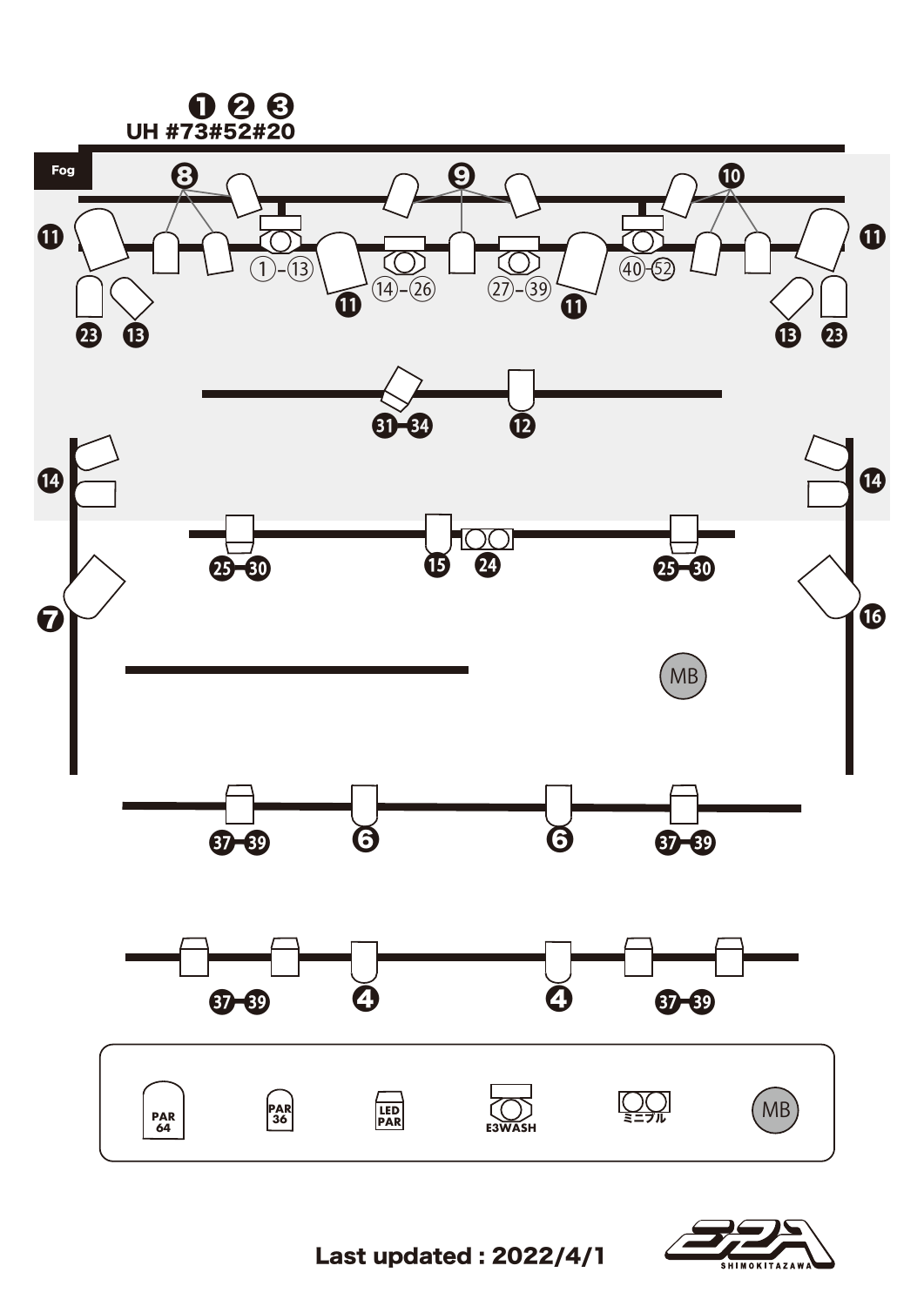❶ ❷ ❸
UH #73#52#20

Fog

❽ ❾ ❿

⓫ ⓫ ⓫ ⓫

①-⑬ ⑭-㉖ ㉗-㊴ ㊵-52

㉓ ⓭ ⓭ ㉓

㉛-㉞ ⓬

⓮ ⓮

㉕-㉚ ⓯ ㉔ ㉕-㉚

❼ ⓰

MB

㊲-㊴ ❻ ❻ ㊲-㊴

㊲-㊴ ❹ ❹ ㊲-㊴

PAR 64

PAR 36

LED PAR

E3WASH

ミニブル

MB

**Last updated : 2022/4/1**

SHIMOKITAZAWA